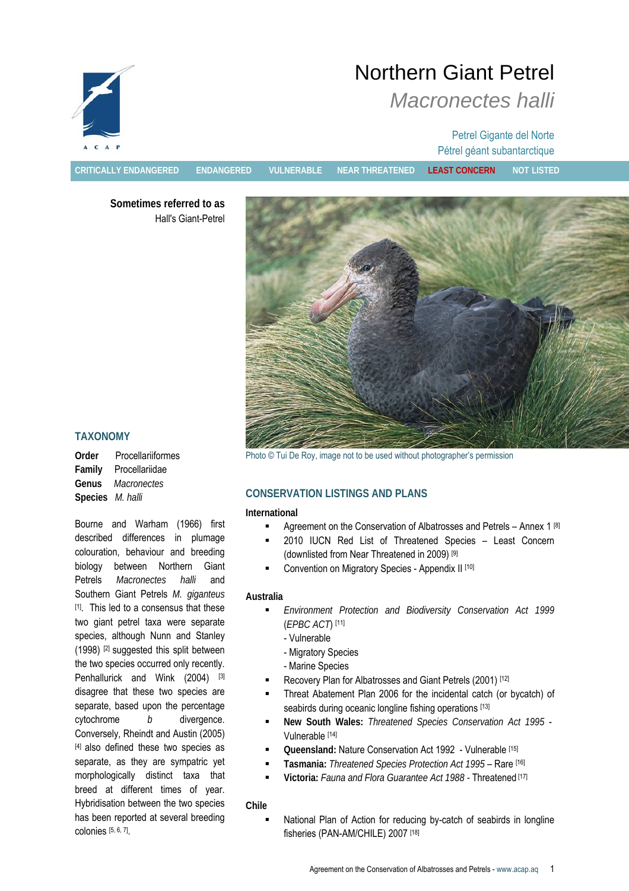# Northern Giant Petrel

## *Macronectes halli*

Petrel Gigante del Norte
Pétrel géant subantarctique

CRITICALLY ENDANGERED | ENDANGERED | VULNERABLE | NEAR THREATENED | **LEAST CONCERN** | NOT LISTED

**Sometimes referred to as**
Hall's Giant-Petrel

Photo © Tui De Roy, image not to be used without photographer's permission

### TAXONOMY

**Order** Procellariiformes
**Family** Procellariidae
**Genus** *Macronectes*
**Species** *M. halli*

Bourne and Warham (1966) first described differences in plumage colouration, behaviour and breeding biology between Northern Giant Petrels *Macronectes halli* and Southern Giant Petrels *M. giganteus* [1]. This led to a consensus that these two giant petrel taxa were separate species, although Nunn and Stanley (1998) [2] suggested this split between the two species occurred only recently. Penhallurick and Wink (2004) [3] disagree that these two species are separate, based upon the percentage cytochrome *b* divergence. Conversely, Rheindt and Austin (2005) [4] also defined these two species as separate, as they are sympatric yet morphologically distinct taxa that breed at different times of year. Hybridisation between the two species has been reported at several breeding colonies [5, 6, 7].

### CONSERVATION LISTINGS AND PLANS

**International**

- Agreement on the Conservation of Albatrosses and Petrels – Annex 1 [8]
- 2010 IUCN Red List of Threatened Species – Least Concern (downlisted from Near Threatened in 2009) [9]
- Convention on Migratory Species - Appendix II [10]

**Australia**

- *Environment Protection and Biodiversity Conservation Act 1999* (*EPBC ACT*) [11]
  - Vulnerable
  - Migratory Species
  - Marine Species
- Recovery Plan for Albatrosses and Giant Petrels (2001) [12]
- Threat Abatement Plan 2006 for the incidental catch (or bycatch) of seabirds during oceanic longline fishing operations [13]
- **New South Wales:** *Threatened Species Conservation Act 1995* - Vulnerable [14]
- **Queensland:** Nature Conservation Act 1992 - Vulnerable [15]
- **Tasmania:** *Threatened Species Protection Act 1995* – Rare [16]
- **Victoria:** *Fauna and Flora Guarantee Act 1988* - Threatened [17]

**Chile**

- National Plan of Action for reducing by-catch of seabirds in longline fisheries (PAN-AM/CHILE) 2007 [18]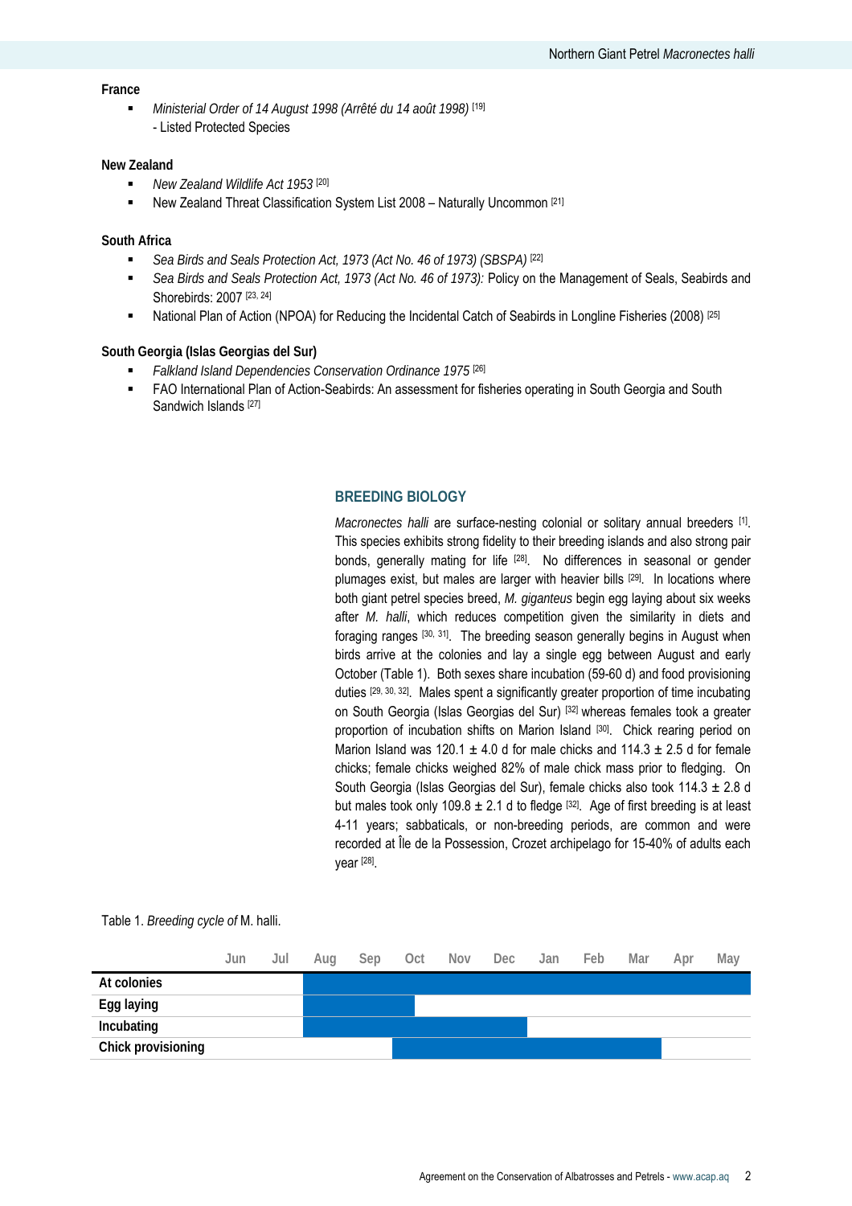**France**

- *Ministerial Order of 14 August 1998 (Arrêté du 14 août 1998)* [19]
  - Listed Protected Species

**New Zealand**

- *New Zealand Wildlife Act 1953* [20]
- New Zealand Threat Classification System List 2008 – Naturally Uncommon [21]

**South Africa**

- *Sea Birds and Seals Protection Act, 1973 (Act No. 46 of 1973) (SBSPA)* [22]
- *Sea Birds and Seals Protection Act, 1973 (Act No. 46 of 1973):* Policy on the Management of Seals, Seabirds and Shorebirds: 2007 [23, 24]
- National Plan of Action (NPOA) for Reducing the Incidental Catch of Seabirds in Longline Fisheries (2008) [25]

**South Georgia (Islas Georgias del Sur)**

- *Falkland Island Dependencies Conservation Ordinance 1975* [26]
- FAO International Plan of Action-Seabirds: An assessment for fisheries operating in South Georgia and South Sandwich Islands [27]

## BREEDING BIOLOGY

*Macronectes halli* are surface-nesting colonial or solitary annual breeders [1]. This species exhibits strong fidelity to their breeding islands and also strong pair bonds, generally mating for life [28]. No differences in seasonal or gender plumages exist, but males are larger with heavier bills [29]. In locations where both giant petrel species breed, *M. giganteus* begin egg laying about six weeks after *M. halli*, which reduces competition given the similarity in diets and foraging ranges [30, 31]. The breeding season generally begins in August when birds arrive at the colonies and lay a single egg between August and early October (Table 1). Both sexes share incubation (59-60 d) and food provisioning duties [29, 30, 32]. Males spent a significantly greater proportion of time incubating on South Georgia (Islas Georgias del Sur) [32] whereas females took a greater proportion of incubation shifts on Marion Island [30]. Chick rearing period on Marion Island was 120.1 ± 4.0 d for male chicks and 114.3 ± 2.5 d for female chicks; female chicks weighed 82% of male chick mass prior to fledging. On South Georgia (Islas Georgias del Sur), female chicks also took 114.3 ± 2.8 d but males took only 109.8 ± 2.1 d to fledge [32]. Age of first breeding is at least 4-11 years; sabbaticals, or non-breeding periods, are common and were recorded at Île de la Possession, Crozet archipelago for 15-40% of adults each year [28].

Table 1. *Breeding cycle of* M. halli.

| | Jun | Jul | Aug | Sep | Oct | Nov | Dec | Jan | Feb | Mar | Apr | May |
|---|---|---|---|---|---|---|---|---|---|---|---|---|
| **At colonies** | | | X | X | X | X | X | X | X | X | X | X |
| **Egg laying** | | | X | X | X | | | | | | | |
| **Incubating** | | | X | X | X | X | X | | | | | |
| **Chick provisioning** | | | | | X | X | X | X | X | X | | |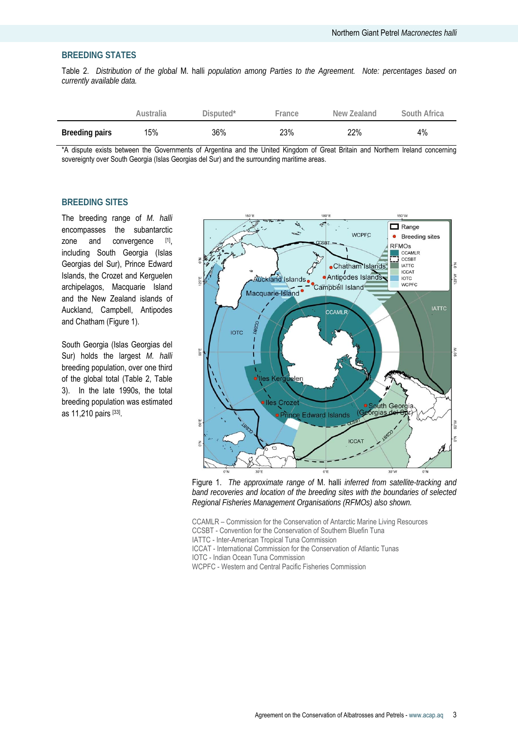## BREEDING STATES

Table 2. *Distribution of the global* M. halli *population among Parties to the Agreement. Note: percentages based on currently available data.*

| | Australia | Disputed* | France | New Zealand | South Africa |
|---|---|---|---|---|---|
| **Breeding pairs** | 15% | 36% | 23% | 22% | 4% |

*A dispute exists between the Governments of Argentina and the United Kingdom of Great Britain and Northern Ireland concerning sovereignty over South Georgia (Islas Georgias del Sur) and the surrounding maritime areas.

## BREEDING SITES

The breeding range of *M. halli* encompasses the subantarctic zone and convergence [1], including South Georgia (Islas Georgias del Sur), Prince Edward Islands, the Crozet and Kerguelen archipelagos, Macquarie Island and the New Zealand islands of Auckland, Campbell, Antipodes and Chatham (Figure 1).

South Georgia (Islas Georgias del Sur) holds the largest *M. halli* breeding population, over one third of the global total (Table 2, Table 3). In the late 1990s, the total breeding population was estimated as 11,210 pairs [33].

Figure 1. *The approximate range of* M. halli *inferred from satellite-tracking and band recoveries and location of the breeding sites with the boundaries of selected Regional Fisheries Management Organisations (RFMOs) also shown.*

CCAMLR – Commission for the Conservation of Antarctic Marine Living Resources
CCSBT - Convention for the Conservation of Southern Bluefin Tuna
IATTC - Inter-American Tropical Tuna Commission
ICCAT - International Commission for the Conservation of Atlantic Tunas
IOTC - Indian Ocean Tuna Commission
WCPFC - Western and Central Pacific Fisheries Commission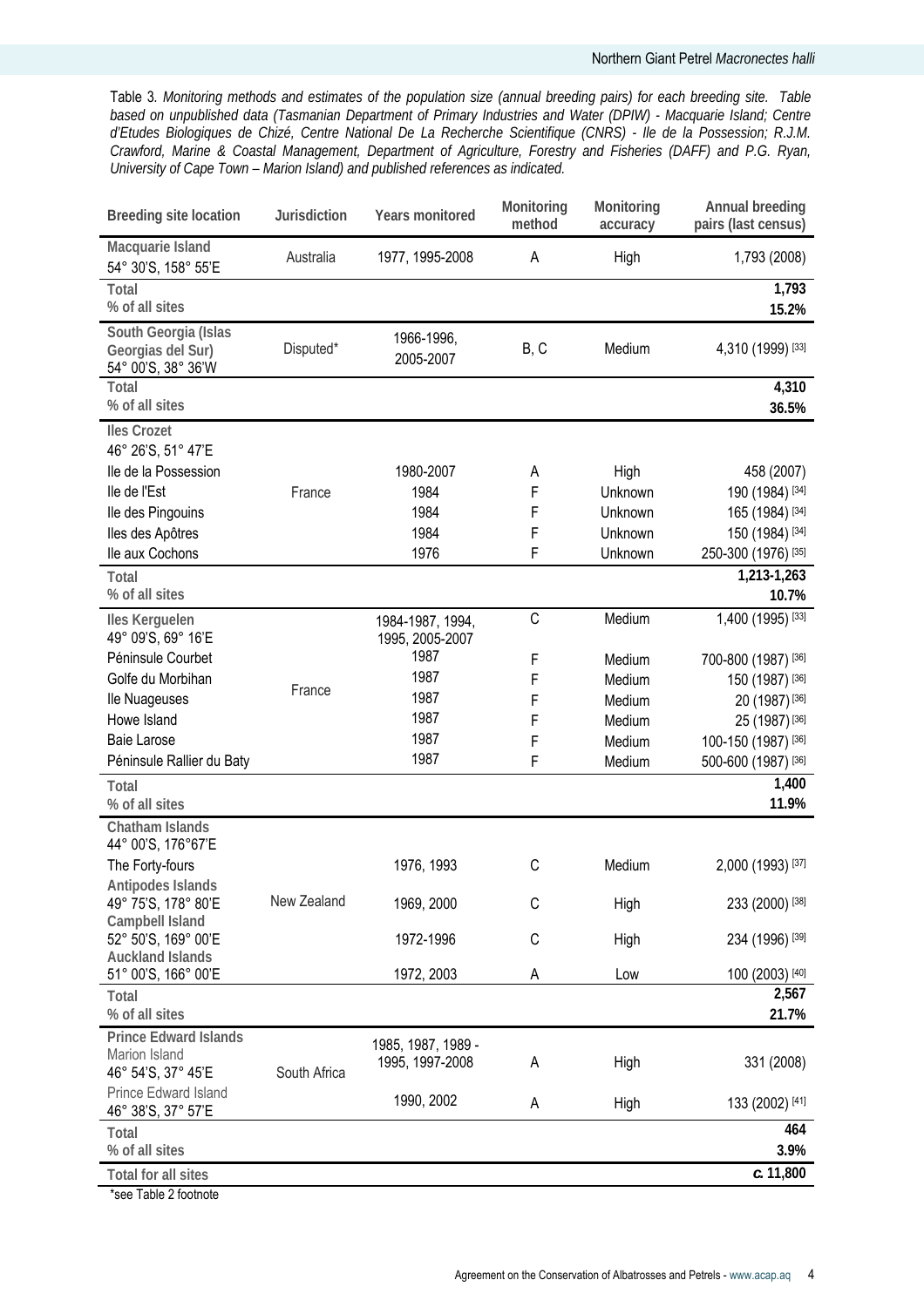Table 3. *Monitoring methods and estimates of the population size (annual breeding pairs) for each breeding site. Table based on unpublished data (Tasmanian Department of Primary Industries and Water (DPIW) - Macquarie Island; Centre d'Etudes Biologiques de Chizé, Centre National De La Recherche Scientifique (CNRS) - Ile de la Possession; R.J.M. Crawford, Marine & Coastal Management, Department of Agriculture, Forestry and Fisheries (DAFF) and P.G. Ryan, University of Cape Town – Marion Island) and published references as indicated.*

| Breeding site location | Jurisdiction | Years monitored | Monitoring method | Monitoring accuracy | Annual breeding pairs (last census) |
|---|---|---|---|---|---|
| **Macquarie Island** 54° 30'S, 158° 55'E | Australia | 1977, 1995-2008 | A | High | 1,793 (2008) |
| **Total** | | | | | **1,793** |
| **% of all sites** | | | | | **15.2%** |
| **South Georgia (Islas Georgias del Sur)** 54° 00'S, 38° 36'W | Disputed* | 1966-1996, 2005-2007 | B, C | Medium | 4,310 (1999) [33] |
| **Total** | | | | | **4,310** |
| **% of all sites** | | | | | **36.5%** |
| **Iles Crozet** 46° 26'S, 51° 47'E | France | | | | |
| Ile de la Possession | | 1980-2007 | A | High | 458 (2007) |
| Ile de l'Est | | 1984 | F | Unknown | 190 (1984) [34] |
| Ile des Pingouins | | 1984 | F | Unknown | 165 (1984) [34] |
| Iles des Apôtres | | 1984 | F | Unknown | 150 (1984) [34] |
| Ile aux Cochons | | 1976 | F | Unknown | 250-300 (1976) [35] |
| **Total** | | | | | **1,213-1,263** |
| **% of all sites** | | | | | **10.7%** |
| **Iles Kerguelen** 49° 09'S, 69° 16'E | France | 1984-1987, 1994, 1995, 2005-2007 | C | Medium | 1,400 (1995) [33] |
| Péninsule Courbet | | 1987 | F | Medium | 700-800 (1987) [36] |
| Golfe du Morbihan | | 1987 | F | Medium | 150 (1987) [36] |
| Ile Nuageuses | | 1987 | F | Medium | 20 (1987) [36] |
| Howe Island | | 1987 | F | Medium | 25 (1987) [36] |
| Baie Larose | | 1987 | F | Medium | 100-150 (1987) [36] |
| Péninsule Rallier du Baty | | 1987 | F | Medium | 500-600 (1987) [36] |
| **Total** | | | | | **1,400** |
| **% of all sites** | | | | | **11.9%** |
| **Chatham Islands** 44° 00'S, 176°67'E | New Zealand | | | | |
| The Forty-fours | | 1976, 1993 | C | Medium | 2,000 (1993) [37] |
| **Antipodes Islands** 49° 75'S, 178° 80'E | | 1969, 2000 | C | High | 233 (2000) [38] |
| **Campbell Island** 52° 50'S, 169° 00'E | | 1972-1996 | C | High | 234 (1996) [39] |
| **Auckland Islands** 51° 00'S, 166° 00'E | | 1972, 2003 | A | Low | 100 (2003) [40] |
| **Total** | | | | | **2,567** |
| **% of all sites** | | | | | **21.7%** |
| **Prince Edward Islands** Marion Island 46° 54'S, 37° 45'E | South Africa | 1985, 1987, 1989 - 1995, 1997-2008 | A | High | 331 (2008) |
| Prince Edward Island 46° 38'S, 37° 57'E | | 1990, 2002 | A | High | 133 (2002) [41] |
| **Total** | | | | | **464** |
| **% of all sites** | | | | | **3.9%** |
| **Total for all sites** | | | | | ***c.* 11,800** |

*see Table 2 footnote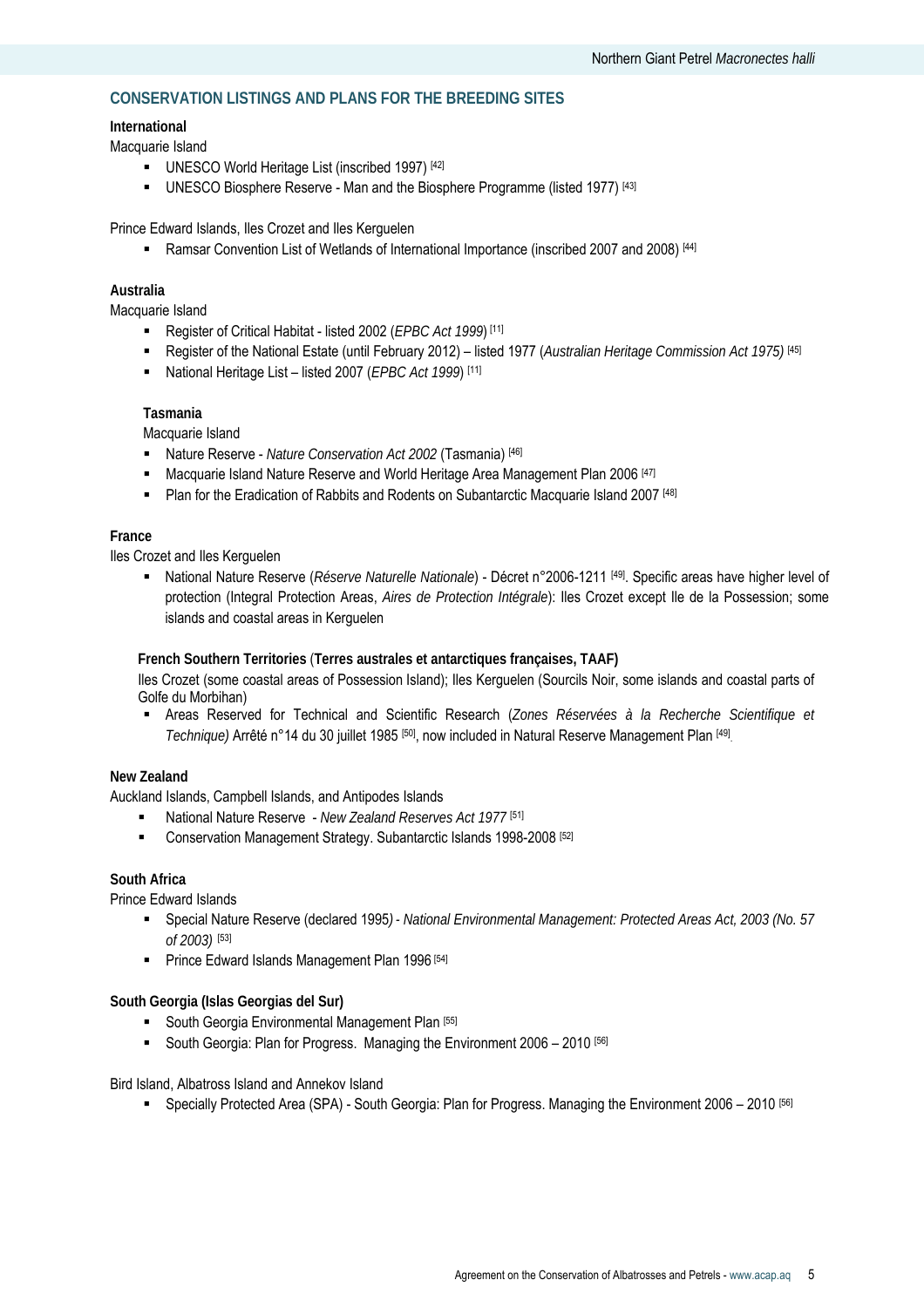## CONSERVATION LISTINGS AND PLANS FOR THE BREEDING SITES

**International**

Macquarie Island

- UNESCO World Heritage List (inscribed 1997) [42]
- UNESCO Biosphere Reserve - Man and the Biosphere Programme (listed 1977) [43]

Prince Edward Islands, Iles Crozet and Iles Kerguelen

- Ramsar Convention List of Wetlands of International Importance (inscribed 2007 and 2008) [44]

**Australia**

Macquarie Island

- Register of Critical Habitat - listed 2002 (*EPBC Act 1999*) [11]
- Register of the National Estate (until February 2012) – listed 1977 (*Australian Heritage Commission Act 1975)* [45]
- National Heritage List – listed 2007 (*EPBC Act 1999*) [11]

**Tasmania**

Macquarie Island

- Nature Reserve - *Nature Conservation Act 2002* (Tasmania) [46]
- Macquarie Island Nature Reserve and World Heritage Area Management Plan 2006 [47]
- Plan for the Eradication of Rabbits and Rodents on Subantarctic Macquarie Island 2007 [48]

**France**

Iles Crozet and Iles Kerguelen

- National Nature Reserve (*Réserve Naturelle Nationale*) - Décret n°2006-1211 [49]. Specific areas have higher level of protection (Integral Protection Areas, *Aires de Protection Intégrale*): Iles Crozet except Ile de la Possession; some islands and coastal areas in Kerguelen

**French Southern Territories** (**Terres australes et antarctiques françaises, TAAF)**

Iles Crozet (some coastal areas of Possession Island); Iles Kerguelen (Sourcils Noir, some islands and coastal parts of Golfe du Morbihan)

- Areas Reserved for Technical and Scientific Research (*Zones Réservées à la Recherche Scientifique et Technique)* Arrêté n°14 du 30 juillet 1985 [50], now included in Natural Reserve Management Plan [49].

**New Zealand**

Auckland Islands, Campbell Islands, and Antipodes Islands

- National Nature Reserve - *New Zealand Reserves Act 1977* [51]
- Conservation Management Strategy. Subantarctic Islands 1998-2008 [52]

**South Africa**

Prince Edward Islands

- Special Nature Reserve (declared 1995*) - National Environmental Management: Protected Areas Act, 2003 (No. 57 of 2003)* [53]
- Prince Edward Islands Management Plan 1996 [54]

**South Georgia (Islas Georgias del Sur)**

- South Georgia Environmental Management Plan [55]
- South Georgia: Plan for Progress. Managing the Environment 2006 – 2010 [56]

Bird Island, Albatross Island and Annekov Island

- Specially Protected Area (SPA) - South Georgia: Plan for Progress. Managing the Environment 2006 – 2010 [56]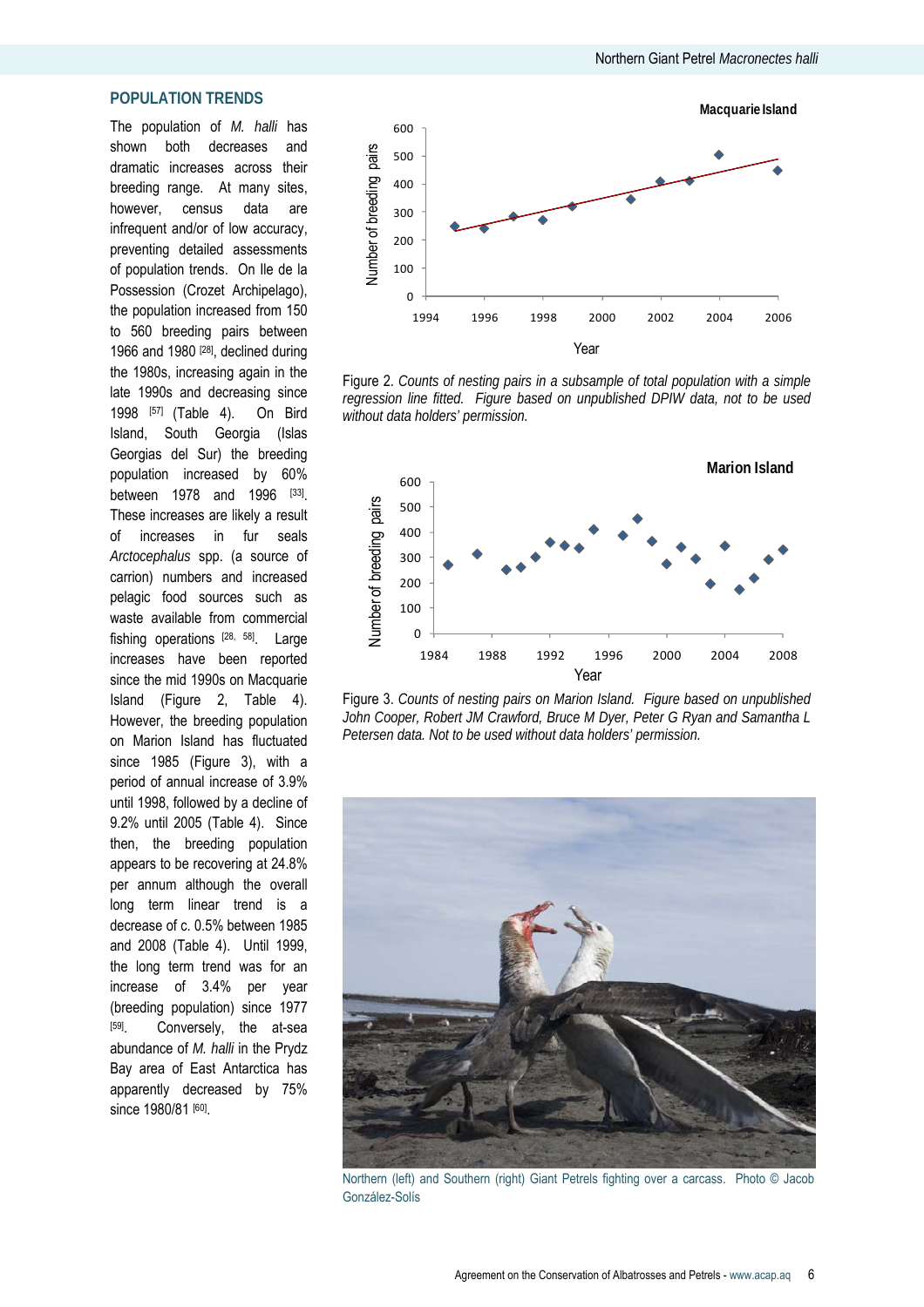## POPULATION TRENDS

The population of *M. halli* has shown both decreases and dramatic increases across their breeding range. At many sites, however, census data are infrequent and/or of low accuracy, preventing detailed assessments of population trends. On Ile de la Possession (Crozet Archipelago), the population increased from 150 to 560 breeding pairs between 1966 and 1980 [28], declined during the 1980s, increasing again in the late 1990s and decreasing since 1998 [57] (Table 4). On Bird Island, South Georgia (Islas Georgias del Sur) the breeding population increased by 60% between 1978 and 1996 [33]. These increases are likely a result of increases in fur seals *Arctocephalus* spp. (a source of carrion) numbers and increased pelagic food sources such as waste available from commercial fishing operations [28, 58]. Large increases have been reported since the mid 1990s on Macquarie Island (Figure 2, Table 4). However, the breeding population on Marion Island has fluctuated since 1985 (Figure 3), with a period of annual increase of 3.9% until 1998, followed by a decline of 9.2% until 2005 (Table 4). Since then, the breeding population appears to be recovering at 24.8% per annum although the overall long term linear trend is a decrease of c. 0.5% between 1985 and 2008 (Table 4). Until 1999, the long term trend was for an increase of 3.4% per year (breeding population) since 1977 [59]. Conversely, the at-sea abundance of *M. halli* in the Prydz Bay area of East Antarctica has apparently decreased by 75% since 1980/81 [60].

Figure 2. *Counts of nesting pairs in a subsample of total population with a simple regression line fitted. Figure based on unpublished DPIW data, not to be used without data holders' permission.*

Figure 3. *Counts of nesting pairs on Marion Island. Figure based on unpublished John Cooper, Robert JM Crawford, Bruce M Dyer, Peter G Ryan and Samantha L Petersen data. Not to be used without data holders' permission.*

Northern (left) and Southern (right) Giant Petrels fighting over a carcass. Photo © Jacob González-Solís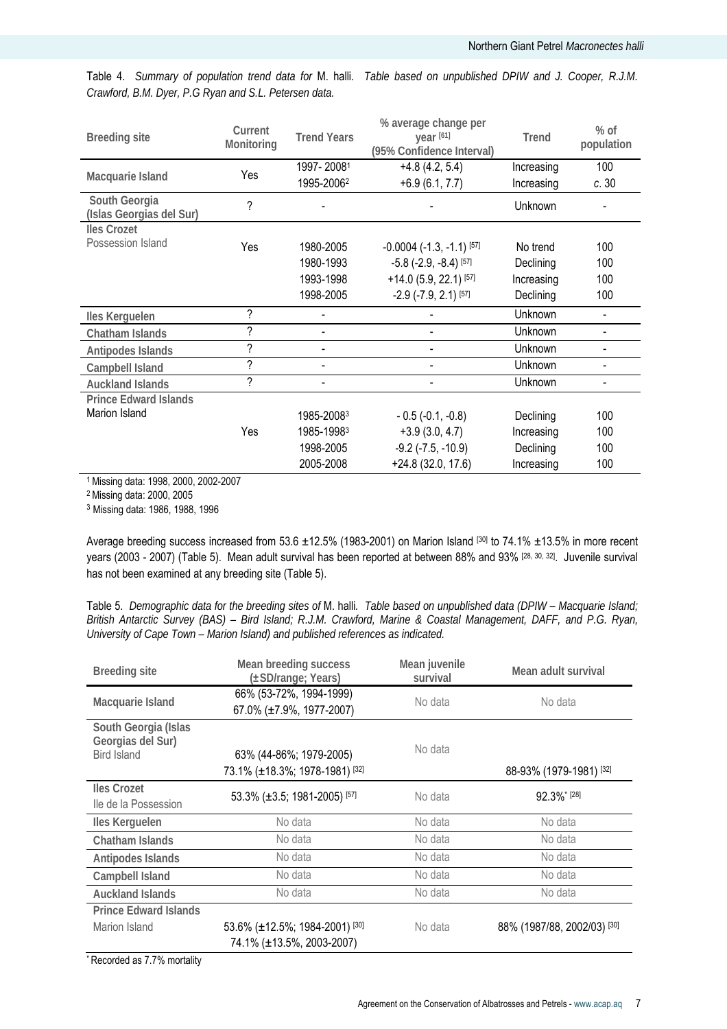Table 4. *Summary of population trend data for* M. halli. *Table based on unpublished DPIW and J. Cooper, R.J.M. Crawford, B.M. Dyer, P.G Ryan and S.L. Petersen data.*

| Breeding site | Current Monitoring | Trend Years | % average change per year [61] (95% Confidence Interval) | Trend | % of population |
|---|---|---|---|---|---|
| Macquarie Island | Yes | 1997- 2008[1] | +4.8 (4.2, 5.4) | Increasing | 100 |
| | | 1995-2006[2] | +6.9 (6.1, 7.7) | Increasing | *c.* 30 |
| South Georgia (Islas Georgias del Sur) | ? | - | - | Unknown | - |
| Iles Crozet<br>Possession Island | Yes | 1980-2005 | -0.0004 (-1.3, -1.1) [57] | No trend | 100 |
| | | 1980-1993 | -5.8 (-2.9, -8.4) [57] | Declining | 100 |
| | | 1993-1998 | +14.0 (5.9, 22.1) [57] | Increasing | 100 |
| | | 1998-2005 | -2.9 (-7.9, 2.1) [57] | Declining | 100 |
| Iles Kerguelen | ? | - | - | Unknown | - |
| Chatham Islands | ? | - | - | Unknown | - |
| Antipodes Islands | ? | - | - | Unknown | - |
| Campbell Island | ? | - | - | Unknown | - |
| Auckland Islands | ? | - | - | Unknown | - |
| Prince Edward Islands<br>Marion Island | Yes | 1985-2008[3] | - 0.5 (-0.1, -0.8) | Declining | 100 |
| | | 1985-1998[3] | +3.9 (3.0, 4.7) | Increasing | 100 |
| | | 1998-2005 | -9.2 (-7.5, -10.9) | Declining | 100 |
| | | 2005-2008 | +24.8 (32.0, 17.6) | Increasing | 100 |

[1] Missing data: 1998, 2000, 2002-2007

[2] Missing data: 2000, 2005

[3] Missing data: 1986, 1988, 1996

Average breeding success increased from 53.6 ±12.5% (1983-2001) on Marion Island [30] to 74.1% ±13.5% in more recent years (2003 - 2007) (Table 5). Mean adult survival has been reported at between 88% and 93% [28, 30, 32]. Juvenile survival has not been examined at any breeding site (Table 5).

Table 5. *Demographic data for the breeding sites of* M. halli. *Table based on unpublished data (DPIW – Macquarie Island; British Antarctic Survey (BAS) – Bird Island; R.J.M. Crawford, Marine & Coastal Management, DAFF, and P.G. Ryan, University of Cape Town – Marion Island) and published references as indicated.*

| Breeding site | Mean breeding success (±SD/range; Years) | Mean juvenile survival | Mean adult survival |
|---|---|---|---|
| Macquarie Island | 66% (53-72%, 1994-1999)<br>67.0% (±7.9%, 1977-2007) | No data | No data |
| South Georgia (Islas Georgias del Sur)<br>Bird Island | 63% (44-86%; 1979-2005)<br>73.1% (±18.3%; 1978-1981) [32] | No data | 88-93% (1979-1981) [32] |
| Iles Crozet<br>Ile de la Possession | 53.3% (±3.5; 1981-2005) [57] | No data | 92.3%* [28] |
| Iles Kerguelen | No data | No data | No data |
| Chatham Islands | No data | No data | No data |
| Antipodes Islands | No data | No data | No data |
| Campbell Island | No data | No data | No data |
| Auckland Islands | No data | No data | No data |
| Prince Edward Islands<br>Marion Island | 53.6% (±12.5%; 1984-2001) [30]<br>74.1% (±13.5%, 2003-2007) | No data | 88% (1987/88, 2002/03) [30] |

\* Recorded as 7.7% mortality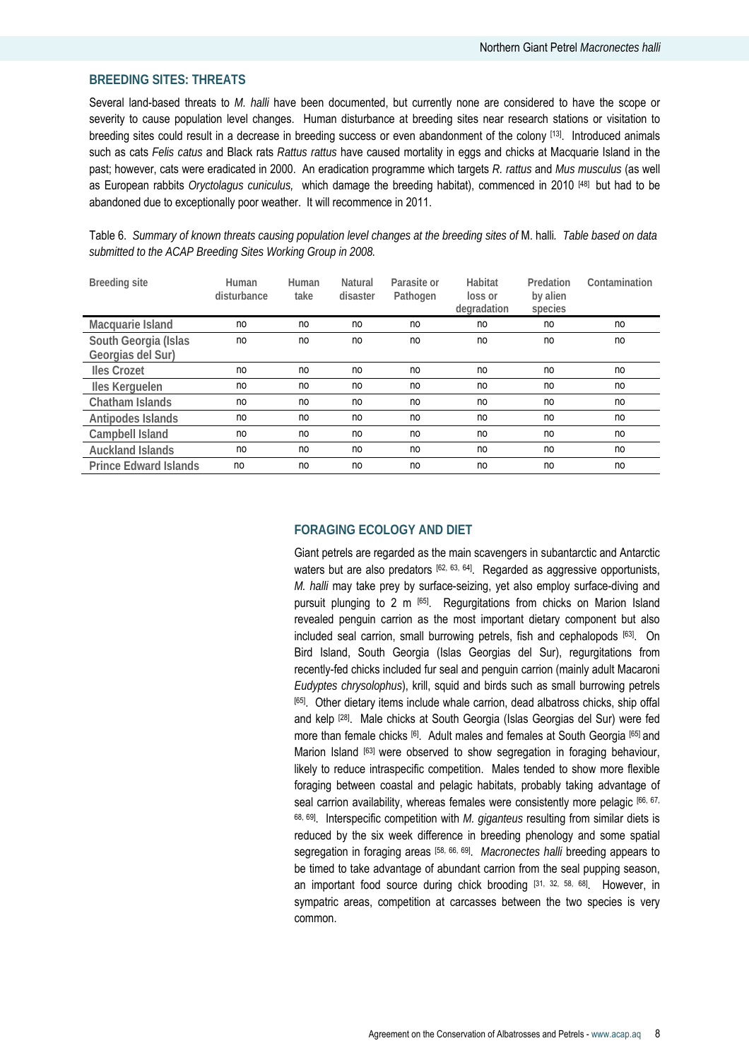## BREEDING SITES: THREATS

Several land-based threats to *M. halli* have been documented, but currently none are considered to have the scope or severity to cause population level changes. Human disturbance at breeding sites near research stations or visitation to breeding sites could result in a decrease in breeding success or even abandonment of the colony [13]. Introduced animals such as cats *Felis catus* and Black rats *Rattus rattus* have caused mortality in eggs and chicks at Macquarie Island in the past; however, cats were eradicated in 2000. An eradication programme which targets *R. rattus* and *Mus musculus* (as well as European rabbits *Oryctolagus cuniculus,* which damage the breeding habitat), commenced in 2010 [48] but had to be abandoned due to exceptionally poor weather. It will recommence in 2011.

Table 6. *Summary of known threats causing population level changes at the breeding sites of* M. halli*. Table based on data submitted to the ACAP Breeding Sites Working Group in 2008.*

| Breeding site | Human disturbance | Human take | Natural disaster | Parasite or Pathogen | Habitat loss or degradation | Predation by alien species | Contamination |
|---|---|---|---|---|---|---|---|
| Macquarie Island | no | no | no | no | no | no | no |
| South Georgia (Islas Georgias del Sur) | no | no | no | no | no | no | no |
| Iles Crozet | no | no | no | no | no | no | no |
| Iles Kerguelen | no | no | no | no | no | no | no |
| Chatham Islands | no | no | no | no | no | no | no |
| Antipodes Islands | no | no | no | no | no | no | no |
| Campbell Island | no | no | no | no | no | no | no |
| Auckland Islands | no | no | no | no | no | no | no |
| Prince Edward Islands | no | no | no | no | no | no | no |

## FORAGING ECOLOGY AND DIET

Giant petrels are regarded as the main scavengers in subantarctic and Antarctic waters but are also predators [62, 63, 64]. Regarded as aggressive opportunists, *M. halli* may take prey by surface-seizing, yet also employ surface-diving and pursuit plunging to 2 m [65]. Regurgitations from chicks on Marion Island revealed penguin carrion as the most important dietary component but also included seal carrion, small burrowing petrels, fish and cephalopods [63]. On Bird Island, South Georgia (Islas Georgias del Sur), regurgitations from recently-fed chicks included fur seal and penguin carrion (mainly adult Macaroni *Eudyptes chrysolophus*), krill, squid and birds such as small burrowing petrels [65]. Other dietary items include whale carrion, dead albatross chicks, ship offal and kelp [28]. Male chicks at South Georgia (Islas Georgias del Sur) were fed more than female chicks [6]. Adult males and females at South Georgia [65] and Marion Island [63] were observed to show segregation in foraging behaviour, likely to reduce intraspecific competition. Males tended to show more flexible foraging between coastal and pelagic habitats, probably taking advantage of seal carrion availability, whereas females were consistently more pelagic [66, 67, 68, 69]. Interspecific competition with *M. giganteus* resulting from similar diets is reduced by the six week difference in breeding phenology and some spatial segregation in foraging areas [58, 66, 69]. *Macronectes halli* breeding appears to be timed to take advantage of abundant carrion from the seal pupping season, an important food source during chick brooding [31, 32, 58, 68]. However, in sympatric areas, competition at carcasses between the two species is very common.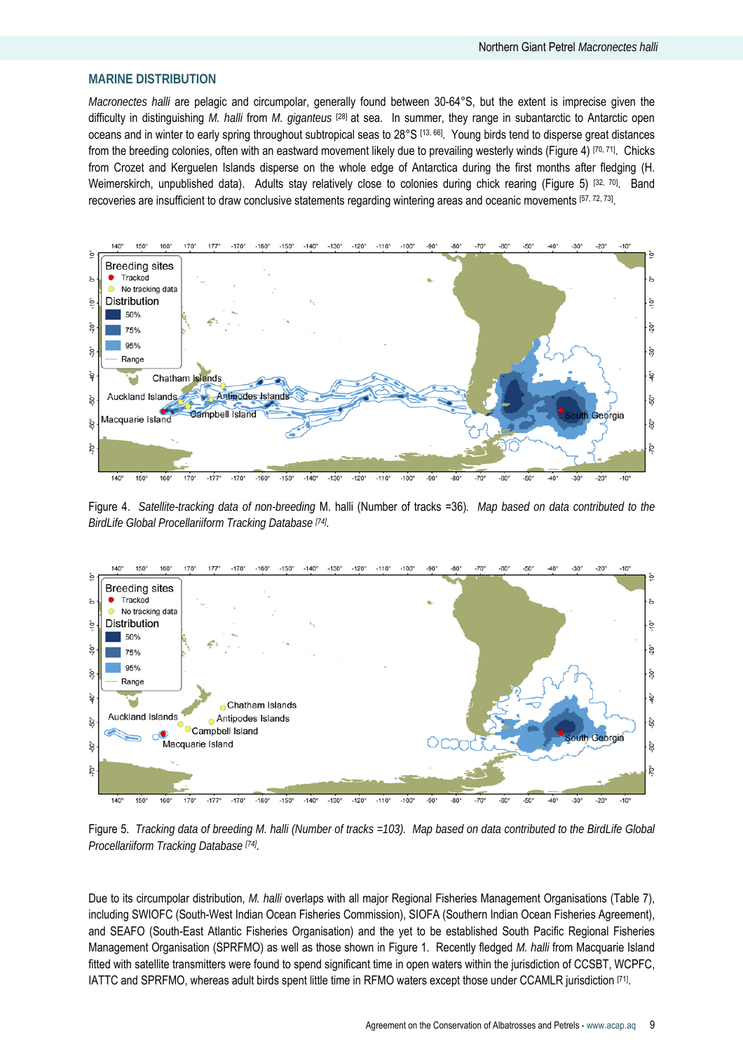## MARINE DISTRIBUTION

*Macronectes halli* are pelagic and circumpolar, generally found between 30-64°S, but the extent is imprecise given the difficulty in distinguishing *M. halli* from *M. giganteus* [28] at sea. In summer, they range in subantarctic to Antarctic open oceans and in winter to early spring throughout subtropical seas to 28°S [13, 66]. Young birds tend to disperse great distances from the breeding colonies, often with an eastward movement likely due to prevailing westerly winds (Figure 4) [70, 71]. Chicks from Crozet and Kerguelen Islands disperse on the whole edge of Antarctica during the first months after fledging (H. Weimerskirch, unpublished data). Adults stay relatively close to colonies during chick rearing (Figure 5) [32, 70]. Band recoveries are insufficient to draw conclusive statements regarding wintering areas and oceanic movements [57, 72, 73].

Figure 4. *Satellite-tracking data of non-breeding* M. halli (Number of tracks =36). *Map based on data contributed to the BirdLife Global Procellariiform Tracking Database* [74].

Figure 5. *Tracking data of breeding M. halli (Number of tracks =103). Map based on data contributed to the BirdLife Global Procellariiform Tracking Database* [74].

Due to its circumpolar distribution, *M. halli* overlaps with all major Regional Fisheries Management Organisations (Table 7), including SWIOFC (South-West Indian Ocean Fisheries Commission), SIOFA (Southern Indian Ocean Fisheries Agreement), and SEAFO (South-East Atlantic Fisheries Organisation) and the yet to be established South Pacific Regional Fisheries Management Organisation (SPRFMO) as well as those shown in Figure 1. Recently fledged *M. halli* from Macquarie Island fitted with satellite transmitters were found to spend significant time in open waters within the jurisdiction of CCSBT, WCPFC, IATTC and SPRFMO, whereas adult birds spent little time in RFMO waters except those under CCAMLR jurisdiction [71].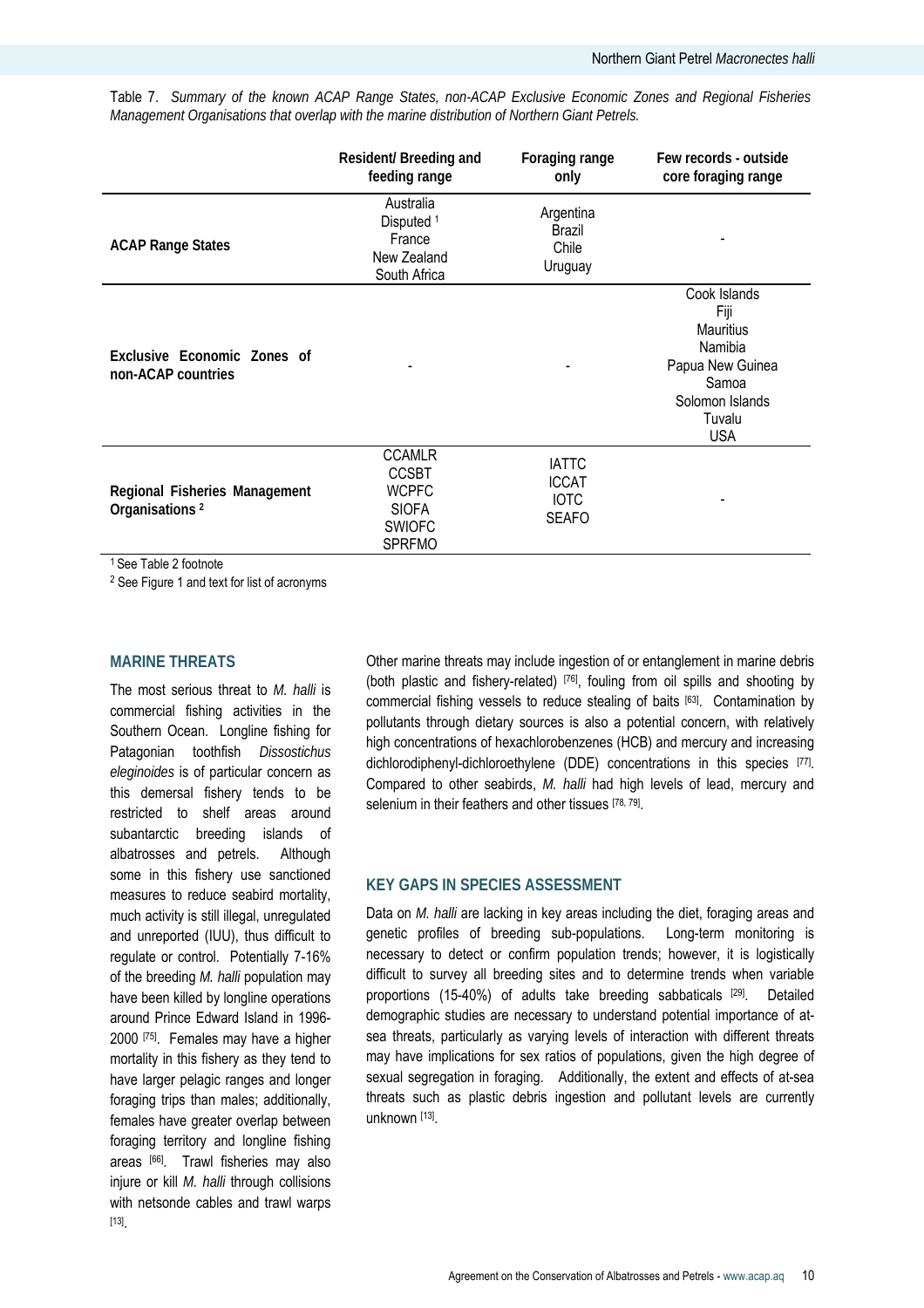Table 7. *Summary of the known ACAP Range States, non-ACAP Exclusive Economic Zones and Regional Fisheries Management Organisations that overlap with the marine distribution of Northern Giant Petrels.*

| | Resident/ Breeding and feeding range | Foraging range only | Few records - outside core foraging range |
|---|---|---|---|
| **ACAP Range States** | Australia<br>Disputed [1]<br>France<br>New Zealand<br>South Africa | Argentina<br>Brazil<br>Chile<br>Uruguay | - |
| **Exclusive Economic Zones of non-ACAP countries** | - | - | Cook Islands<br>Fiji<br>Mauritius<br>Namibia<br>Papua New Guinea<br>Samoa<br>Solomon Islands<br>Tuvalu<br>USA |
| **Regional Fisheries Management Organisations [2]** | CCAMLR<br>CCSBT<br>WCPFC<br>SIOFA<br>SWIOFC<br>SPRFMO | IATTC<br>ICCAT<br>IOTC<br>SEAFO | - |

[1] See Table 2 footnote

[2] See Figure 1 and text for list of acronyms

## MARINE THREATS

The most serious threat to *M. halli* is commercial fishing activities in the Southern Ocean. Longline fishing for Patagonian toothfish *Dissostichus eleginoides* is of particular concern as this demersal fishery tends to be restricted to shelf areas around subantarctic breeding islands of albatrosses and petrels. Although some in this fishery use sanctioned measures to reduce seabird mortality, much activity is still illegal, unregulated and unreported (IUU), thus difficult to regulate or control. Potentially 7-16% of the breeding *M. halli* population may have been killed by longline operations around Prince Edward Island in 1996-2000 [75]. Females may have a higher mortality in this fishery as they tend to have larger pelagic ranges and longer foraging trips than males; additionally, females have greater overlap between foraging territory and longline fishing areas [66]. Trawl fisheries may also injure or kill *M. halli* through collisions with netsonde cables and trawl warps [13].

Other marine threats may include ingestion of or entanglement in marine debris (both plastic and fishery-related) [76], fouling from oil spills and shooting by commercial fishing vessels to reduce stealing of baits [63]. Contamination by pollutants through dietary sources is also a potential concern, with relatively high concentrations of hexachlorobenzenes (HCB) and mercury and increasing dichlorodiphenyl-dichloroethylene (DDE) concentrations in this species [77]. Compared to other seabirds, *M. halli* had high levels of lead, mercury and selenium in their feathers and other tissues [78, 79].

## KEY GAPS IN SPECIES ASSESSMENT

Data on *M. halli* are lacking in key areas including the diet, foraging areas and genetic profiles of breeding sub-populations. Long-term monitoring is necessary to detect or confirm population trends; however, it is logistically difficult to survey all breeding sites and to determine trends when variable proportions (15-40%) of adults take breeding sabbaticals [29]. Detailed demographic studies are necessary to understand potential importance of at-sea threats, particularly as varying levels of interaction with different threats may have implications for sex ratios of populations, given the high degree of sexual segregation in foraging. Additionally, the extent and effects of at-sea threats such as plastic debris ingestion and pollutant levels are currently unknown [13].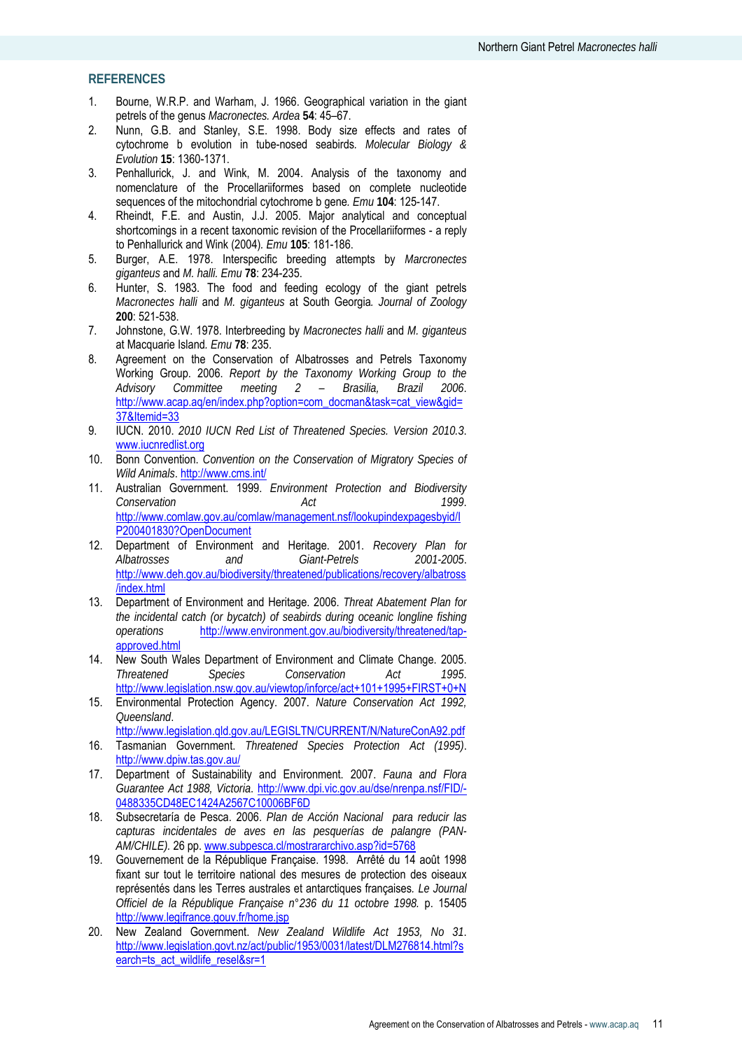## REFERENCES

1. Bourne, W.R.P. and Warham, J. 1966. Geographical variation in the giant petrels of the genus *Macronectes*. *Ardea* **54**: 45–67.
2. Nunn, G.B. and Stanley, S.E. 1998. Body size effects and rates of cytochrome b evolution in tube-nosed seabirds. *Molecular Biology & Evolution* **15**: 1360-1371.
3. Penhallurick, J. and Wink, M. 2004. Analysis of the taxonomy and nomenclature of the Procellariiformes based on complete nucleotide sequences of the mitochondrial cytochrome b gene. *Emu* **104**: 125-147.
4. Rheindt, F.E. and Austin, J.J. 2005. Major analytical and conceptual shortcomings in a recent taxonomic revision of the Procellariiformes - a reply to Penhallurick and Wink (2004). *Emu* **105**: 181-186.
5. Burger, A.E. 1978. Interspecific breeding attempts by *Marcronectes giganteus* and *M. halli*. *Emu* **78**: 234-235.
6. Hunter, S. 1983. The food and feeding ecology of the giant petrels *Macronectes halli* and *M. giganteus* at South Georgia. *Journal of Zoology* **200**: 521-538.
7. Johnstone, G.W. 1978. Interbreeding by *Macronectes halli* and *M. giganteus* at Macquarie Island. *Emu* **78**: 235.
8. Agreement on the Conservation of Albatrosses and Petrels Taxonomy Working Group. 2006. *Report by the Taxonomy Working Group to the Advisory Committee meeting 2 – Brasilia, Brazil 2006*. http://www.acap.aq/en/index.php?option=com_docman&task=cat_view&gid=37&Itemid=33
9. IUCN. 2010. *2010 IUCN Red List of Threatened Species. Version 2010.3*. www.iucnredlist.org
10. Bonn Convention. *Convention on the Conservation of Migratory Species of Wild Animals*. http://www.cms.int/
11. Australian Government. 1999. *Environment Protection and Biodiversity Conservation Act 1999*. http://www.comlaw.gov.au/comlaw/management.nsf/lookupindexpagesbyid/IP200401830?OpenDocument
12. Department of Environment and Heritage. 2001. *Recovery Plan for Albatrosses and Giant-Petrels 2001-2005*. http://www.deh.gov.au/biodiversity/threatened/publications/recovery/albatross/index.html
13. Department of Environment and Heritage. 2006. *Threat Abatement Plan for the incidental catch (or bycatch) of seabirds during oceanic longline fishing operations* http://www.environment.gov.au/biodiversity/threatened/tap-approved.html
14. New South Wales Department of Environment and Climate Change. 2005. *Threatened Species Conservation Act 1995*. http://www.legislation.nsw.gov.au/viewtop/inforce/act+101+1995+FIRST+0+N
15. Environmental Protection Agency. 2007. *Nature Conservation Act 1992, Queensland*. http://www.legislation.qld.gov.au/LEGISLTN/CURRENT/N/NatureConA92.pdf
16. Tasmanian Government. *Threatened Species Protection Act (1995)*. http://www.dpiw.tas.gov.au/
17. Department of Sustainability and Environment. 2007. *Fauna and Flora Guarantee Act 1988, Victoria*. http://www.dpi.vic.gov.au/dse/nrenpa.nsf/FID/-0488335CD48EC1424A2567C10006BF6D
18. Subsecretaría de Pesca. 2006. *Plan de Acción Nacional para reducir las capturas incidentales de aves en las pesquerías de palangre (PAN-AM/CHILE)*. 26 pp. www.subpesca.cl/mostrararchivo.asp?id=5768
19. Gouvernement de la République Française. 1998. Arrêté du 14 août 1998 fixant sur tout le territoire national des mesures de protection des oiseaux représentés dans les Terres australes et antarctiques françaises. *Le Journal Officiel de la République Française n°236 du 11 octobre 1998*. p. 15405 http://www.legifrance.gouv.fr/home.jsp
20. New Zealand Government. *New Zealand Wildlife Act 1953, No 31*. http://www.legislation.govt.nz/act/public/1953/0031/latest/DLM276814.html?search=ts_act_wildlife_resel&sr=1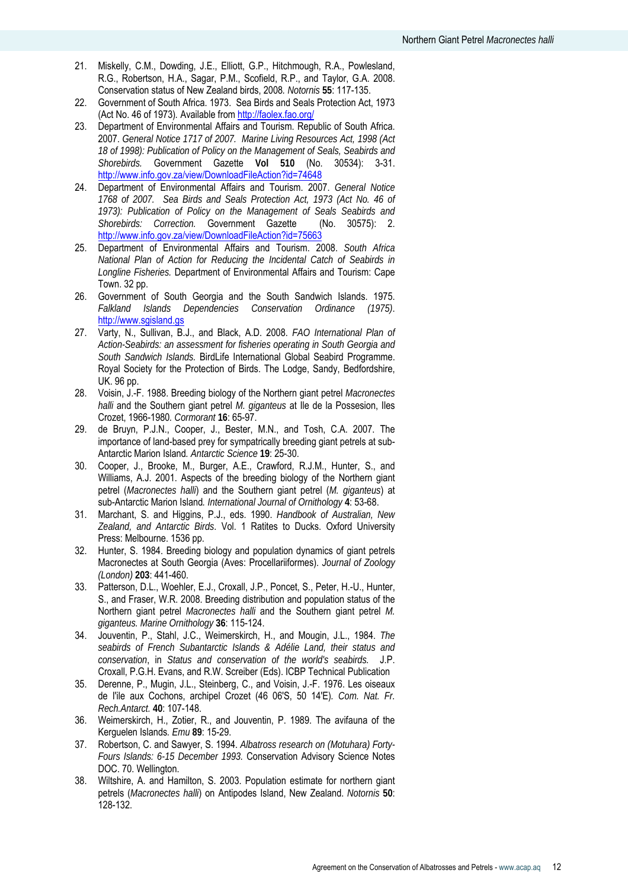21. Miskelly, C.M., Dowding, J.E., Elliott, G.P., Hitchmough, R.A., Powlesland, R.G., Robertson, H.A., Sagar, P.M., Scofield, R.P., and Taylor, G.A. 2008. Conservation status of New Zealand birds, 2008. *Notornis* **55**: 117-135.
22. Government of South Africa. 1973. Sea Birds and Seals Protection Act, 1973 (Act No. 46 of 1973). Available from http://faolex.fao.org/
23. Department of Environmental Affairs and Tourism. Republic of South Africa. 2007. *General Notice 1717 of 2007. Marine Living Resources Act, 1998 (Act 18 of 1998): Publication of Policy on the Management of Seals, Seabirds and Shorebirds.* Government Gazette **Vol 510** (No. 30534): 3-31. http://www.info.gov.za/view/DownloadFileAction?id=74648
24. Department of Environmental Affairs and Tourism. 2007. *General Notice 1768 of 2007. Sea Birds and Seals Protection Act, 1973 (Act No. 46 of 1973): Publication of Policy on the Management of Seals Seabirds and Shorebirds: Correction.* Government Gazette (No. 30575): 2. http://www.info.gov.za/view/DownloadFileAction?id=75663
25. Department of Environmental Affairs and Tourism. 2008. *South Africa National Plan of Action for Reducing the Incidental Catch of Seabirds in Longline Fisheries.* Department of Environmental Affairs and Tourism: Cape Town. 32 pp.
26. Government of South Georgia and the South Sandwich Islands. 1975. *Falkland Islands Dependencies Conservation Ordinance (1975)*. http://www.sgisland.gs
27. Varty, N., Sullivan, B.J., and Black, A.D. 2008. *FAO International Plan of Action-Seabirds: an assessment for fisheries operating in South Georgia and South Sandwich Islands.* BirdLife International Global Seabird Programme. Royal Society for the Protection of Birds. The Lodge, Sandy, Bedfordshire, UK. 96 pp.
28. Voisin, J.-F. 1988. Breeding biology of the Northern giant petrel *Macronectes halli* and the Southern giant petrel *M. giganteus* at Ile de la Possesion, Iles Crozet, 1966-1980. *Cormorant* **16**: 65-97.
29. de Bruyn, P.J.N., Cooper, J., Bester, M.N., and Tosh, C.A. 2007. The importance of land-based prey for sympatrically breeding giant petrels at sub-Antarctic Marion Island. *Antarctic Science* **19**: 25-30.
30. Cooper, J., Brooke, M., Burger, A.E., Crawford, R.J.M., Hunter, S., and Williams, A.J. 2001. Aspects of the breeding biology of the Northern giant petrel (*Macronectes halli*) and the Southern giant petrel (*M. giganteus*) at sub-Antarctic Marion Island. *International Journal of Ornithology* **4**: 53-68.
31. Marchant, S. and Higgins, P.J., eds. 1990. *Handbook of Australian, New Zealand, and Antarctic Birds.* Vol. 1 Ratites to Ducks. Oxford University Press: Melbourne. 1536 pp.
32. Hunter, S. 1984. Breeding biology and population dynamics of giant petrels Macronectes at South Georgia (Aves: Procellariiformes). *Journal of Zoology (London)* **203**: 441-460.
33. Patterson, D.L., Woehler, E.J., Croxall, J.P., Poncet, S., Peter, H.-U., Hunter, S., and Fraser, W.R. 2008. Breeding distribution and population status of the Northern giant petrel *Macronectes halli* and the Southern giant petrel *M. giganteus. Marine Ornithology* **36**: 115-124.
34. Jouventin, P., Stahl, J.C., Weimerskirch, H., and Mougin, J.L., 1984. *The seabirds of French Subantarctic Islands & Adélie Land, their status and conservation*, in *Status and conservation of the world's seabirds.* J.P. Croxall, P.G.H. Evans, and R.W. Screiber (Eds). ICBP Technical Publication
35. Derenne, P., Mugin, J.L., Steinberg, C., and Voisin, J.-F. 1976. Les oiseaux de l'ile aux Cochons, archipel Crozet (46 06'S, 50 14'E). *Com. Nat. Fr. Rech.Antarct.* **40**: 107-148.
36. Weimerskirch, H., Zotier, R., and Jouventin, P. 1989. The avifauna of the Kerguelen Islands. *Emu* **89**: 15-29.
37. Robertson, C. and Sawyer, S. 1994. *Albatross research on (Motuhara) Forty-Fours Islands: 6-15 December 1993.* Conservation Advisory Science Notes DOC. 70. Wellington.
38. Wiltshire, A. and Hamilton, S. 2003. Population estimate for northern giant petrels (*Macronectes halli*) on Antipodes Island, New Zealand. *Notornis* **50**: 128-132.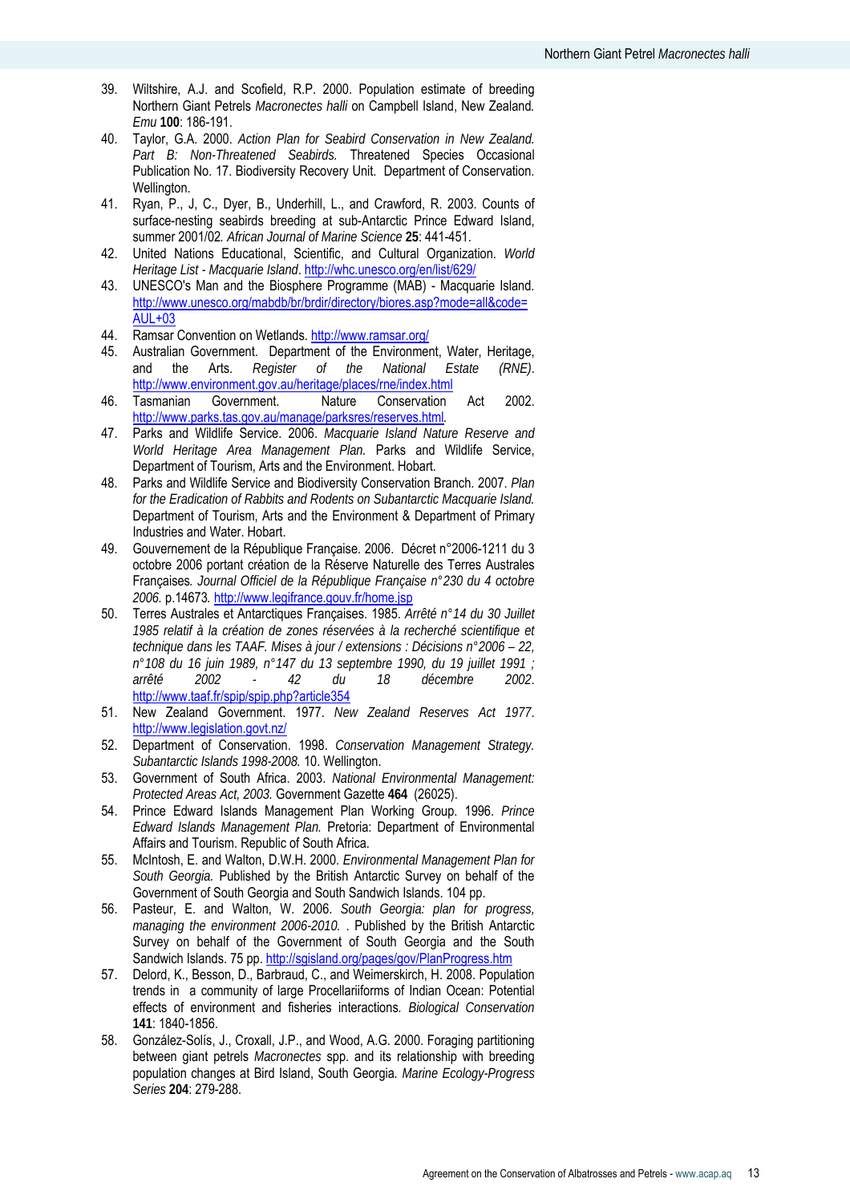39. Wiltshire, A.J. and Scofield, R.P. 2000. Population estimate of breeding Northern Giant Petrels *Macronectes halli* on Campbell Island, New Zealand. *Emu* **100**: 186-191.
40. Taylor, G.A. 2000. *Action Plan for Seabird Conservation in New Zealand. Part B: Non-Threatened Seabirds.* Threatened Species Occasional Publication No. 17. Biodiversity Recovery Unit. Department of Conservation. Wellington.
41. Ryan, P., J, C., Dyer, B., Underhill, L., and Crawford, R. 2003. Counts of surface-nesting seabirds breeding at sub-Antarctic Prince Edward Island, summer 2001/02. *African Journal of Marine Science* **25**: 441-451.
42. United Nations Educational, Scientific, and Cultural Organization. *World Heritage List - Macquarie Island*. http://whc.unesco.org/en/list/629/
43. UNESCO's Man and the Biosphere Programme (MAB) - Macquarie Island. http://www.unesco.org/mabdb/br/brdir/directory/biores.asp?mode=all&code=AUL+03
44. Ramsar Convention on Wetlands. http://www.ramsar.org/
45. Australian Government. Department of the Environment, Water, Heritage, and the Arts. *Register of the National Estate (RNE)*. http://www.environment.gov.au/heritage/places/rne/index.html
46. Tasmanian Government. Nature Conservation Act 2002. http://www.parks.tas.gov.au/manage/parksres/reserves.html.
47. Parks and Wildlife Service. 2006. *Macquarie Island Nature Reserve and World Heritage Area Management Plan.* Parks and Wildlife Service, Department of Tourism, Arts and the Environment. Hobart.
48. Parks and Wildlife Service and Biodiversity Conservation Branch. 2007. *Plan for the Eradication of Rabbits and Rodents on Subantarctic Macquarie Island.* Department of Tourism, Arts and the Environment & Department of Primary Industries and Water. Hobart.
49. Gouvernement de la République Française. 2006. Décret n°2006-1211 du 3 octobre 2006 portant création de la Réserve Naturelle des Terres Australes Françaises. *Journal Officiel de la République Française n°230 du 4 octobre 2006.* p.14673. http://www.legifrance.gouv.fr/home.jsp
50. Terres Australes et Antarctiques Françaises. 1985. *Arrêté n°14 du 30 Juillet 1985 relatif à la création de zones réservées à la recherché scientifique et technique dans les TAAF. Mises à jour / extensions : Décisions n°2006 – 22, n°108 du 16 juin 1989, n°147 du 13 septembre 1990, du 19 juillet 1991 ; arrêté 2002 - 42 du 18 décembre 2002*. http://www.taaf.fr/spip/spip.php?article354
51. New Zealand Government. 1977. *New Zealand Reserves Act 1977*. http://www.legislation.govt.nz/
52. Department of Conservation. 1998. *Conservation Management Strategy. Subantarctic Islands 1998-2008.* 10. Wellington.
53. Government of South Africa. 2003. *National Environmental Management: Protected Areas Act, 2003.* Government Gazette **464** (26025).
54. Prince Edward Islands Management Plan Working Group. 1996. *Prince Edward Islands Management Plan.* Pretoria: Department of Environmental Affairs and Tourism. Republic of South Africa.
55. McIntosh, E. and Walton, D.W.H. 2000. *Environmental Management Plan for South Georgia.* Published by the British Antarctic Survey on behalf of the Government of South Georgia and South Sandwich Islands. 104 pp.
56. Pasteur, E. and Walton, W. 2006. *South Georgia: plan for progress, managing the environment 2006-2010.* . Published by the British Antarctic Survey on behalf of the Government of South Georgia and the South Sandwich Islands. 75 pp. http://sgisland.org/pages/gov/PlanProgress.htm
57. Delord, K., Besson, D., Barbraud, C., and Weimerskirch, H. 2008. Population trends in a community of large Procellariiforms of Indian Ocean: Potential effects of environment and fisheries interactions. *Biological Conservation* **141**: 1840-1856.
58. González-Solís, J., Croxall, J.P., and Wood, A.G. 2000. Foraging partitioning between giant petrels *Macronectes* spp. and its relationship with breeding population changes at Bird Island, South Georgia. *Marine Ecology-Progress Series* **204**: 279-288.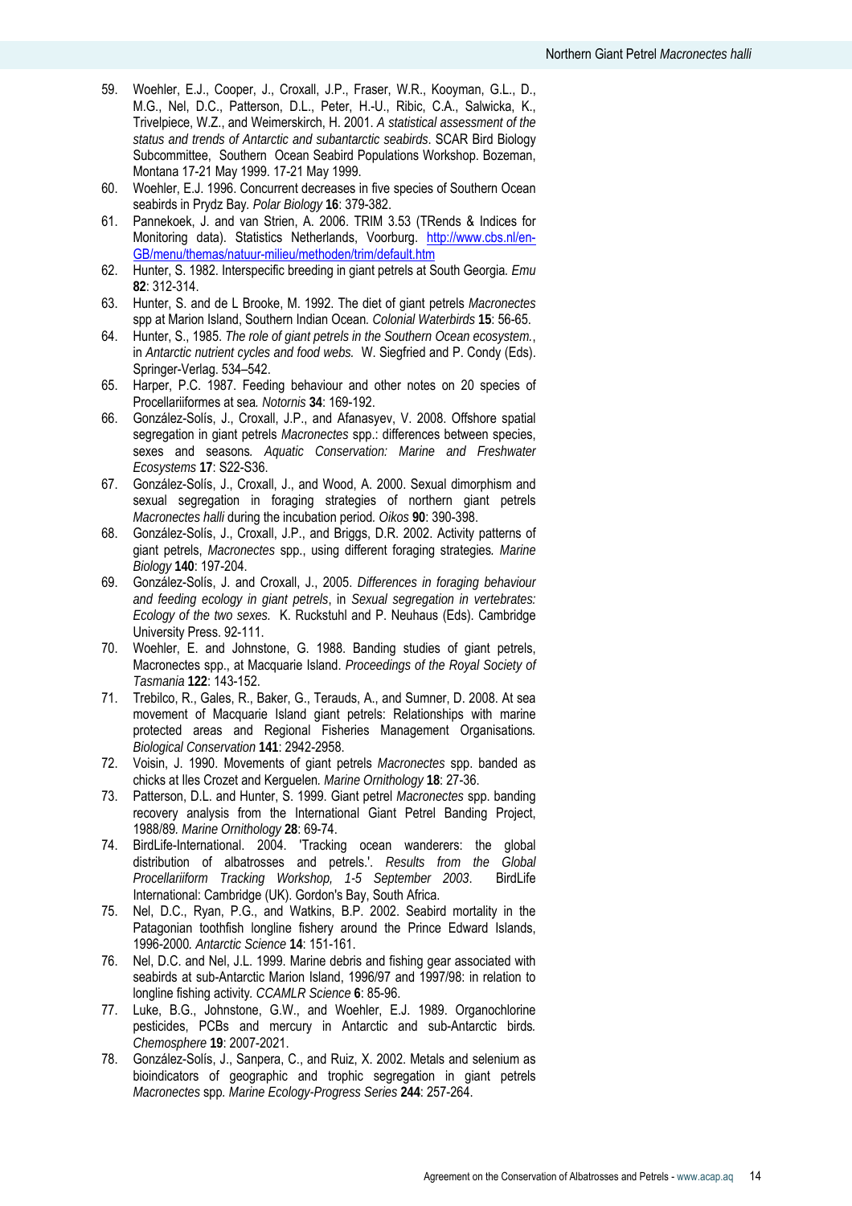59. Woehler, E.J., Cooper, J., Croxall, J.P., Fraser, W.R., Kooyman, G.L., D., M.G., Nel, D.C., Patterson, D.L., Peter, H.-U., Ribic, C.A., Salwicka, K., Trivelpiece, W.Z., and Weimerskirch, H. 2001. *A statistical assessment of the status and trends of Antarctic and subantarctic seabirds*. SCAR Bird Biology Subcommittee, Southern Ocean Seabird Populations Workshop. Bozeman, Montana 17-21 May 1999. 17-21 May 1999.
60. Woehler, E.J. 1996. Concurrent decreases in five species of Southern Ocean seabirds in Prydz Bay. *Polar Biology* **16**: 379-382.
61. Pannekoek, J. and van Strien, A. 2006. TRIM 3.53 (TRends & Indices for Monitoring data). Statistics Netherlands, Voorburg. http://www.cbs.nl/en-GB/menu/themas/natuur-milieu/methoden/trim/default.htm
62. Hunter, S. 1982. Interspecific breeding in giant petrels at South Georgia. *Emu* **82**: 312-314.
63. Hunter, S. and de L Brooke, M. 1992. The diet of giant petrels *Macronectes* spp at Marion Island, Southern Indian Ocean. *Colonial Waterbirds* **15**: 56-65.
64. Hunter, S., 1985. *The role of giant petrels in the Southern Ocean ecosystem.*, in *Antarctic nutrient cycles and food webs.* W. Siegfried and P. Condy (Eds). Springer-Verlag. 534–542.
65. Harper, P.C. 1987. Feeding behaviour and other notes on 20 species of Procellariiformes at sea. *Notornis* **34**: 169-192.
66. González-Solís, J., Croxall, J.P., and Afanasyev, V. 2008. Offshore spatial segregation in giant petrels *Macronectes* spp.: differences between species, sexes and seasons. *Aquatic Conservation: Marine and Freshwater Ecosystems* **17**: S22-S36.
67. González-Solís, J., Croxall, J., and Wood, A. 2000. Sexual dimorphism and sexual segregation in foraging strategies of northern giant petrels *Macronectes halli* during the incubation period. *Oikos* **90**: 390-398.
68. González-Solís, J., Croxall, J.P., and Briggs, D.R. 2002. Activity patterns of giant petrels, *Macronectes* spp., using different foraging strategies. *Marine Biology* **140**: 197-204.
69. González-Solís, J. and Croxall, J., 2005. *Differences in foraging behaviour and feeding ecology in giant petrels*, in *Sexual segregation in vertebrates: Ecology of the two sexes.* K. Ruckstuhl and P. Neuhaus (Eds). Cambridge University Press. 92-111.
70. Woehler, E. and Johnstone, G. 1988. Banding studies of giant petrels, Macronectes spp., at Macquarie Island. *Proceedings of the Royal Society of Tasmania* **122**: 143-152.
71. Trebilco, R., Gales, R., Baker, G., Terauds, A., and Sumner, D. 2008. At sea movement of Macquarie Island giant petrels: Relationships with marine protected areas and Regional Fisheries Management Organisations. *Biological Conservation* **141**: 2942-2958.
72. Voisin, J. 1990. Movements of giant petrels *Macronectes* spp. banded as chicks at Iles Crozet and Kerguelen. *Marine Ornithology* **18**: 27-36.
73. Patterson, D.L. and Hunter, S. 1999. Giant petrel *Macronectes* spp. banding recovery analysis from the International Giant Petrel Banding Project, 1988/89. *Marine Ornithology* **28**: 69-74.
74. BirdLife-International. 2004. 'Tracking ocean wanderers: the global distribution of albatrosses and petrels.'. *Results from the Global Procellariiform Tracking Workshop, 1-5 September 2003*. BirdLife International: Cambridge (UK). Gordon's Bay, South Africa.
75. Nel, D.C., Ryan, P.G., and Watkins, B.P. 2002. Seabird mortality in the Patagonian toothfish longline fishery around the Prince Edward Islands, 1996-2000. *Antarctic Science* **14**: 151-161.
76. Nel, D.C. and Nel, J.L. 1999. Marine debris and fishing gear associated with seabirds at sub-Antarctic Marion Island, 1996/97 and 1997/98: in relation to longline fishing activity. *CCAMLR Science* **6**: 85-96.
77. Luke, B.G., Johnstone, G.W., and Woehler, E.J. 1989. Organochlorine pesticides, PCBs and mercury in Antarctic and sub-Antarctic birds. *Chemosphere* **19**: 2007-2021.
78. González-Solís, J., Sanpera, C., and Ruiz, X. 2002. Metals and selenium as bioindicators of geographic and trophic segregation in giant petrels *Macronectes* spp. *Marine Ecology-Progress Series* **244**: 257-264.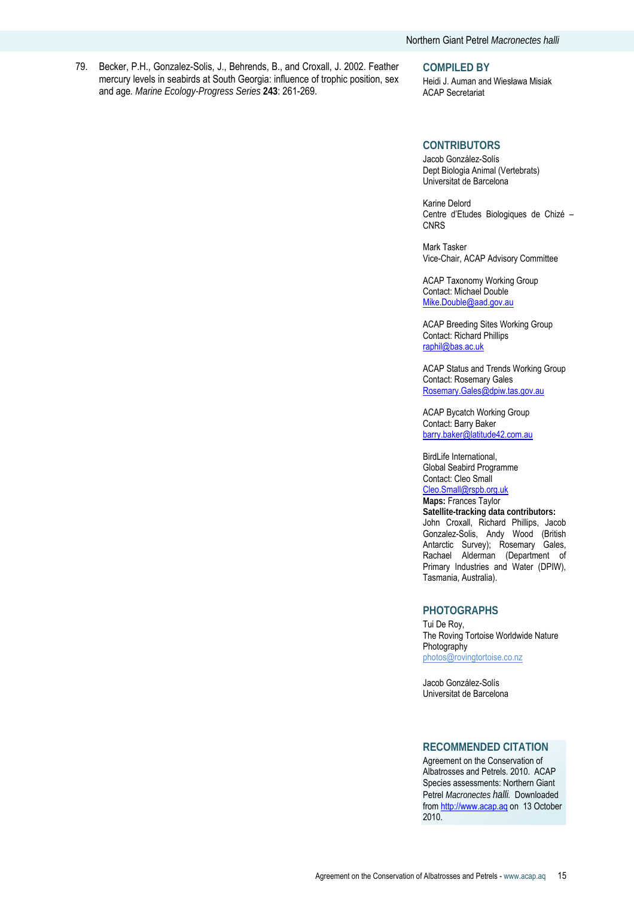79. Becker, P.H., Gonzalez-Solis, J., Behrends, B., and Croxall, J. 2002. Feather mercury levels in seabirds at South Georgia: influence of trophic position, sex and age. *Marine Ecology-Progress Series* **243**: 261-269.

## COMPILED BY

Heidi J. Auman and Wiesława Misiak
ACAP Secretariat

## CONTRIBUTORS

Jacob González-Solís
Dept Biologia Animal (Vertebrats)
Universitat de Barcelona

Karine Delord
Centre d'Etudes Biologiques de Chizé – CNRS

Mark Tasker
Vice-Chair, ACAP Advisory Committee

ACAP Taxonomy Working Group
Contact: Michael Double
Mike.Double@aad.gov.au

ACAP Breeding Sites Working Group
Contact: Richard Phillips
raphil@bas.ac.uk

ACAP Status and Trends Working Group
Contact: Rosemary Gales
Rosemary.Gales@dpiw.tas.gov.au

ACAP Bycatch Working Group
Contact: Barry Baker
barry.baker@latitude42.com.au

BirdLife International,
Global Seabird Programme
Contact: Cleo Small
Cleo.Small@rspb.org.uk

**Maps:** Frances Taylor

**Satellite-tracking data contributors:** John Croxall, Richard Phillips, Jacob Gonzalez-Solis, Andy Wood (British Antarctic Survey); Rosemary Gales, Rachael Alderman (Department of Primary Industries and Water (DPIW), Tasmania, Australia).

## PHOTOGRAPHS

Tui De Roy,
The Roving Tortoise Worldwide Nature Photography
photos@rovingtortoise.co.nz

Jacob González-Solís
Universitat de Barcelona

## RECOMMENDED CITATION

Agreement on the Conservation of Albatrosses and Petrels. 2010. ACAP Species assessments: Northern Giant Petrel *Macronectes halli*. Downloaded from http://www.acap.aq on 13 October 2010.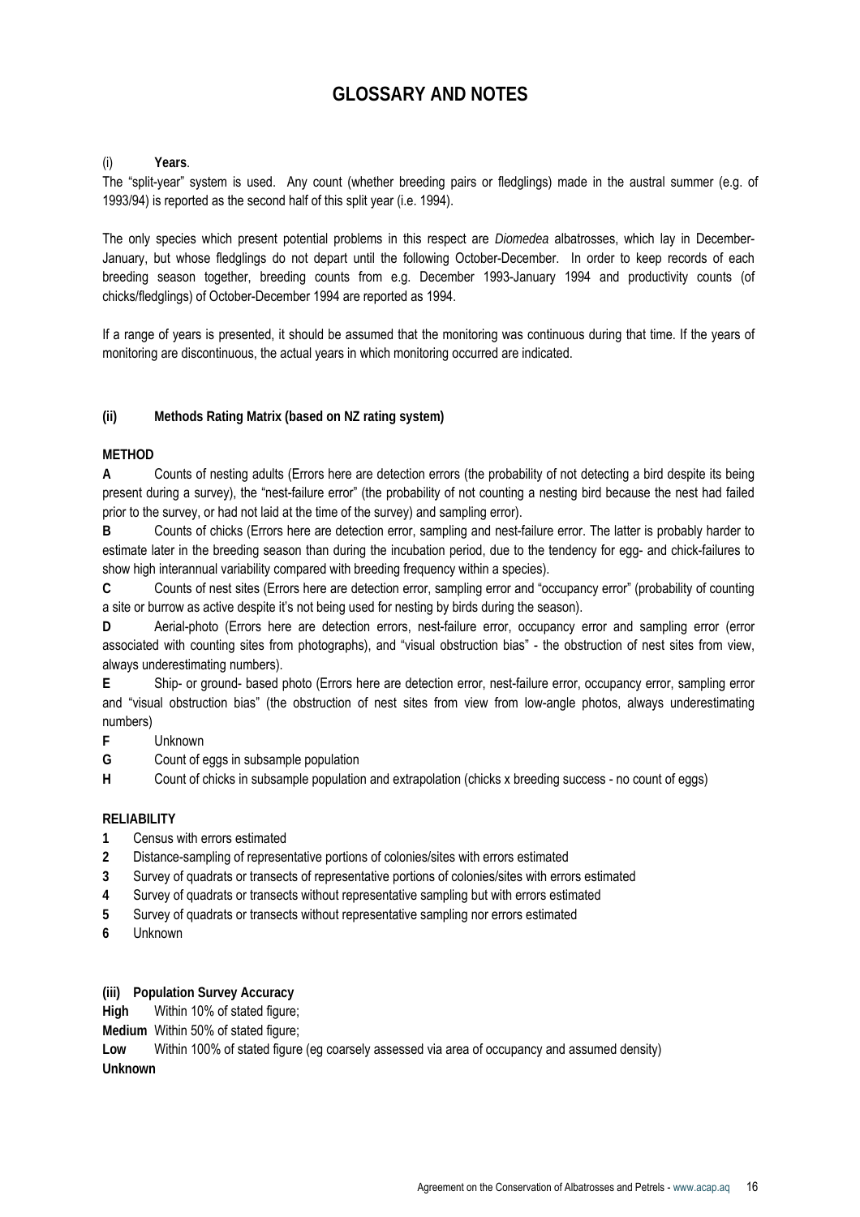# GLOSSARY AND NOTES

(i) **Years**.

The "split-year" system is used. Any count (whether breeding pairs or fledglings) made in the austral summer (e.g. of 1993/94) is reported as the second half of this split year (i.e. 1994).

The only species which present potential problems in this respect are *Diomedea* albatrosses, which lay in December-January, but whose fledglings do not depart until the following October-December. In order to keep records of each breeding season together, breeding counts from e.g. December 1993-January 1994 and productivity counts (of chicks/fledglings) of October-December 1994 are reported as 1994.

If a range of years is presented, it should be assumed that the monitoring was continuous during that time. If the years of monitoring are discontinuous, the actual years in which monitoring occurred are indicated.

**(ii) Methods Rating Matrix (based on NZ rating system)**

**METHOD**

**A** Counts of nesting adults (Errors here are detection errors (the probability of not detecting a bird despite its being present during a survey), the "nest-failure error" (the probability of not counting a nesting bird because the nest had failed prior to the survey, or had not laid at the time of the survey) and sampling error).

**B** Counts of chicks (Errors here are detection error, sampling and nest-failure error. The latter is probably harder to estimate later in the breeding season than during the incubation period, due to the tendency for egg- and chick-failures to show high interannual variability compared with breeding frequency within a species).

**C** Counts of nest sites (Errors here are detection error, sampling error and "occupancy error" (probability of counting a site or burrow as active despite it's not being used for nesting by birds during the season).

**D** Aerial-photo (Errors here are detection errors, nest-failure error, occupancy error and sampling error (error associated with counting sites from photographs), and "visual obstruction bias" - the obstruction of nest sites from view, always underestimating numbers).

**E** Ship- or ground- based photo (Errors here are detection error, nest-failure error, occupancy error, sampling error and "visual obstruction bias" (the obstruction of nest sites from view from low-angle photos, always underestimating numbers)

**F** Unknown

**G** Count of eggs in subsample population

**H** Count of chicks in subsample population and extrapolation (chicks x breeding success - no count of eggs)

**RELIABILITY**

**1** Census with errors estimated

**2** Distance-sampling of representative portions of colonies/sites with errors estimated

**3** Survey of quadrats or transects of representative portions of colonies/sites with errors estimated

**4** Survey of quadrats or transects without representative sampling but with errors estimated

**5** Survey of quadrats or transects without representative sampling nor errors estimated

**6** Unknown

**(iii) Population Survey Accuracy**

**High** Within 10% of stated figure;

**Medium** Within 50% of stated figure;

**Low** Within 100% of stated figure (eg coarsely assessed via area of occupancy and assumed density)

**Unknown**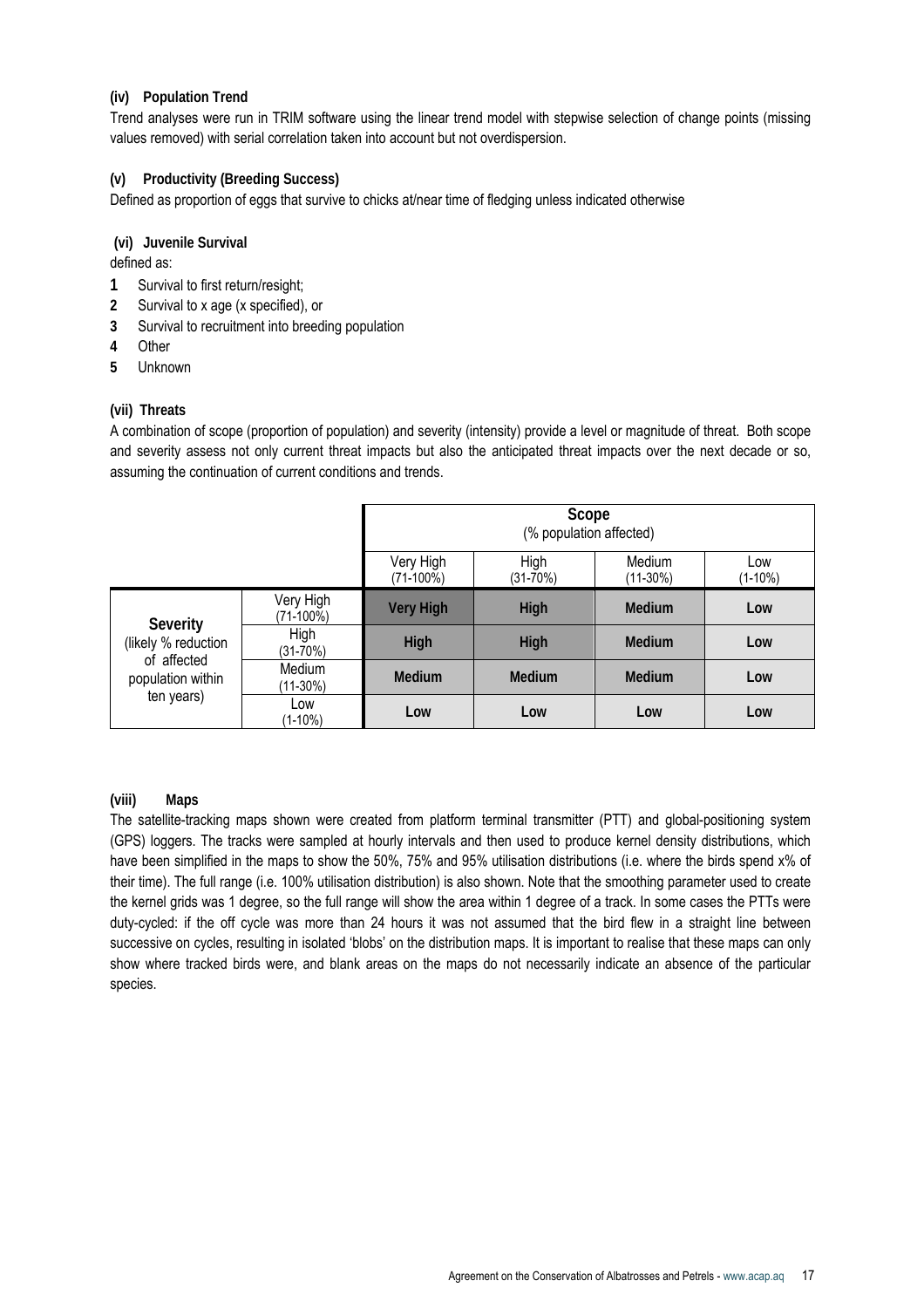**(iv) Population Trend**

Trend analyses were run in TRIM software using the linear trend model with stepwise selection of change points (missing values removed) with serial correlation taken into account but not overdispersion.

**(v) Productivity (Breeding Success)**

Defined as proportion of eggs that survive to chicks at/near time of fledging unless indicated otherwise

**(vi) Juvenile Survival**

defined as:

1. Survival to first return/resight;
2. Survival to x age (x specified), or
3. Survival to recruitment into breeding population
4. Other
5. Unknown

**(vii) Threats**

A combination of scope (proportion of population) and severity (intensity) provide a level or magnitude of threat. Both scope and severity assess not only current threat impacts but also the anticipated threat impacts over the next decade or so, assuming the continuation of current conditions and trends.

| | | Scope (% population affected) | | | |
|---|---|---|---|---|---|
| | | Very High (71-100%) | High (31-70%) | Medium (11-30%) | Low (1-10%) |
| Severity (likely % reduction of affected population within ten years) | Very High (71-100%) | Very High | High | Medium | Low |
| | High (31-70%) | High | High | Medium | Low |
| | Medium (11-30%) | Medium | Medium | Medium | Low |
| | Low (1-10%) | Low | Low | Low | Low |

**(viii) Maps**

The satellite-tracking maps shown were created from platform terminal transmitter (PTT) and global-positioning system (GPS) loggers. The tracks were sampled at hourly intervals and then used to produce kernel density distributions, which have been simplified in the maps to show the 50%, 75% and 95% utilisation distributions (i.e. where the birds spend x% of their time). The full range (i.e. 100% utilisation distribution) is also shown. Note that the smoothing parameter used to create the kernel grids was 1 degree, so the full range will show the area within 1 degree of a track. In some cases the PTTs were duty-cycled: if the off cycle was more than 24 hours it was not assumed that the bird flew in a straight line between successive on cycles, resulting in isolated 'blobs' on the distribution maps. It is important to realise that these maps can only show where tracked birds were, and blank areas on the maps do not necessarily indicate an absence of the particular species.